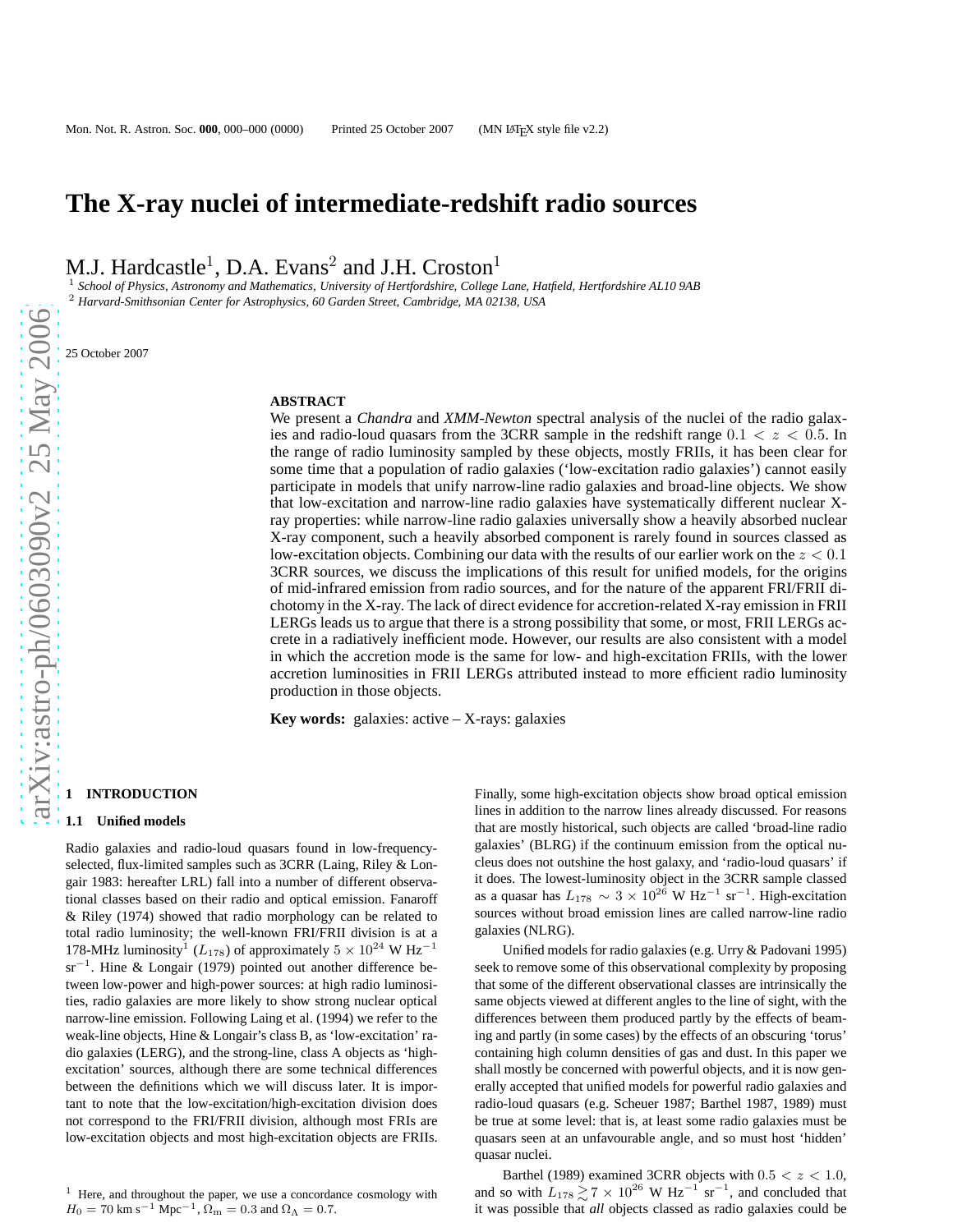# The X-ray nuclei of intermediate-redshift radio sources

M.J. Hardcastle[1], D.A. Evans[2] and J.H. Croston[1]

[1] *School of Physics, Astronomy and Mathematics, University of Hertfordshire, College Lane, Hatfield, Hertfordshire AL10 9AB*
[2] *Harvard-Smithsonian Center for Astrophysics, 60 Garden Street, Cambridge, MA 02138, USA*

25 October 2007

## ABSTRACT

We present a *Chandra* and *XMM-Newton* spectral analysis of the nuclei of the radio galaxies and radio-loud quasars from the 3CRR sample in the redshift range $0.1 < z < 0.5$. In the range of radio luminosity sampled by these objects, mostly FRIIs, it has been clear for some time that a population of radio galaxies ('low-excitation radio galaxies') cannot easily participate in models that unify narrow-line radio galaxies and broad-line objects. We show that low-excitation and narrow-line radio galaxies have systematically different nuclear X-ray properties: while narrow-line radio galaxies universally show a heavily absorbed nuclear X-ray component, such a heavily absorbed component is rarely found in sources classed as low-excitation objects. Combining our data with the results of our earlier work on the $z < 0.1$ 3CRR sources, we discuss the implications of this result for unified models, for the origins of mid-infrared emission from radio sources, and for the nature of the apparent FRI/FRII dichotomy in the X-ray. The lack of direct evidence for accretion-related X-ray emission in FRII LERGs leads us to argue that there is a strong possibility that some, or most, FRII LERGs accrete in a radiatively inefficient mode. However, our results are also consistent with a model in which the accretion mode is the same for low- and high-excitation FRIIs, with the lower accretion luminosities in FRII LERGs attributed instead to more efficient radio luminosity production in those objects.

**Key words:** galaxies: active – X-rays: galaxies

## 1 INTRODUCTION

### 1.1 Unified models

Radio galaxies and radio-loud quasars found in low-frequency-selected, flux-limited samples such as 3CRR (Laing, Riley & Longair 1983: hereafter LRL) fall into a number of different observational classes based on their radio and optical emission. Fanaroff & Riley (1974) showed that radio morphology can be related to total radio luminosity; the well-known FRI/FRII division is at a 178-MHz luminosity[1] ($L_{178}$) of approximately $5 \times 10^{24}$ W Hz$^{-1}$ sr$^{-1}$. Hine & Longair (1979) pointed out another difference between low-power and high-power sources: at high radio luminosities, radio galaxies are more likely to show strong nuclear optical narrow-line emission. Following Laing et al. (1994) we refer to the weak-line objects, Hine & Longair's class B, as 'low-excitation' radio galaxies (LERG), and the strong-line, class A objects as 'high-excitation' sources, although there are some technical differences between the definitions which we will discuss later. It is important to note that the low-excitation/high-excitation division does not correspond to the FRI/FRII division, although most FRIs are low-excitation objects and most high-excitation objects are FRIIs. Finally, some high-excitation objects show broad optical emission lines in addition to the narrow lines already discussed. For reasons that are mostly historical, such objects are called 'broad-line radio galaxies' (BLRG) if the continuum emission from the optical nucleus does not outshine the host galaxy, and 'radio-loud quasars' if it does. The lowest-luminosity object in the 3CRR sample classed as a quasar has $L_{178} \sim 3 \times 10^{26}$ W Hz$^{-1}$ sr$^{-1}$. High-excitation sources without broad emission lines are called narrow-line radio galaxies (NLRG).

Unified models for radio galaxies (e.g. Urry & Padovani 1995) seek to remove some of this observational complexity by proposing that some of the different observational classes are intrinsically the same objects viewed at different angles to the line of sight, with the differences between them produced partly by the effects of beaming and partly (in some cases) by the effects of an obscuring 'torus' containing high column densities of gas and dust. In this paper we shall mostly be concerned with powerful objects, and it is now generally accepted that unified models for powerful radio galaxies and radio-loud quasars (e.g. Scheuer 1987; Barthel 1987, 1989) must be true at some level: that is, at least some radio galaxies must be quasars seen at an unfavourable angle, and so must host 'hidden' quasar nuclei.

Barthel (1989) examined 3CRR objects with $0.5 < z < 1.0$, and so with $L_{178} \gtrsim 7 \times 10^{26}$ W Hz$^{-1}$ sr$^{-1}$, and concluded that it was possible that *all* objects classed as radio galaxies could be

[1] Here, and throughout the paper, we use a concordance cosmology with $H_0 = 70$ km s$^{-1}$ Mpc$^{-1}$, $\Omega_{\rm m} = 0.3$ and $\Omega_\Lambda = 0.7$.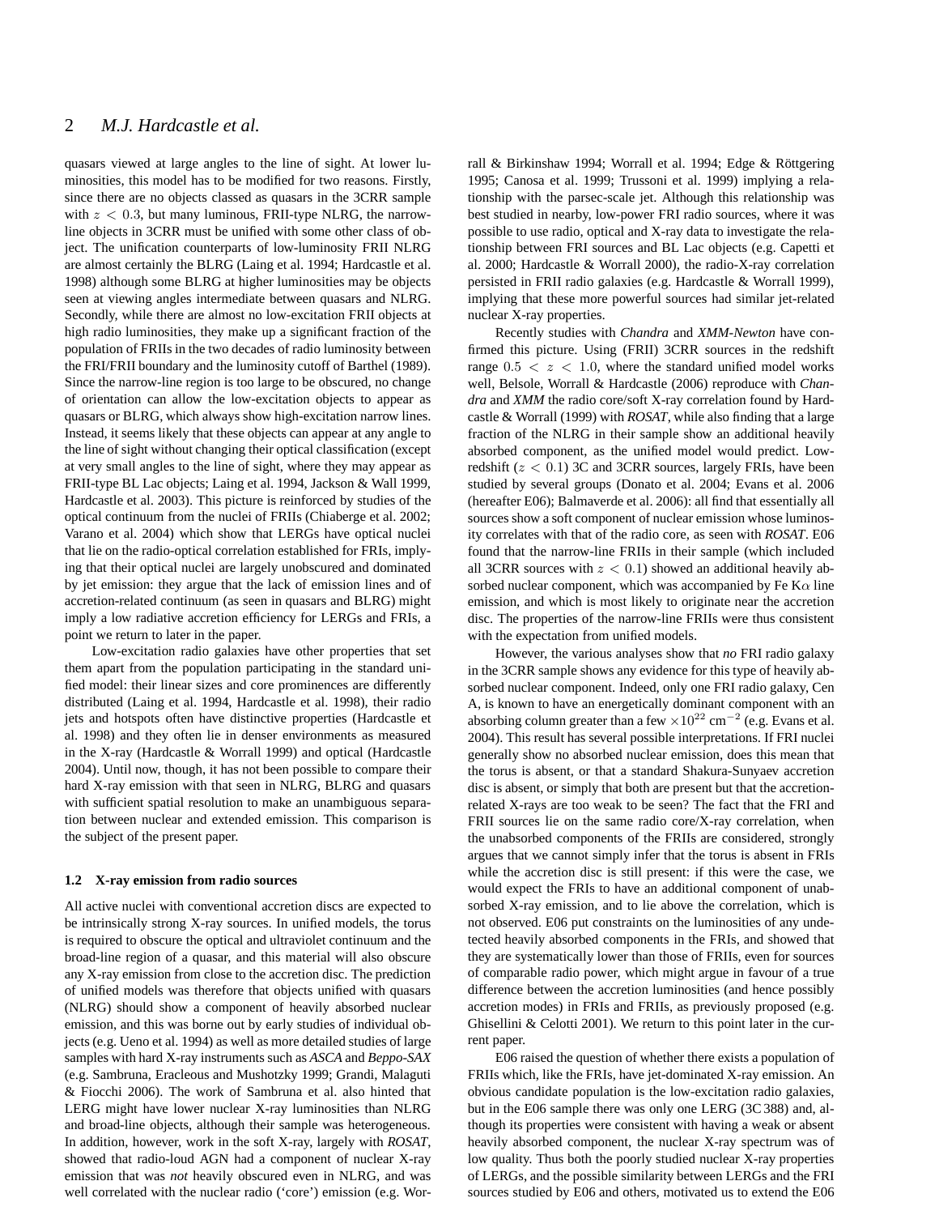quasars viewed at large angles to the line of sight. At lower luminosities, this model has to be modified for two reasons. Firstly, since there are no objects classed as quasars in the 3CRR sample with $z < 0.3$, but many luminous, FRII-type NLRG, the narrow-line objects in 3CRR must be unified with some other class of object. The unification counterparts of low-luminosity FRII NLRG are almost certainly the BLRG (Laing et al. 1994; Hardcastle et al. 1998) although some BLRG at higher luminosities may be objects seen at viewing angles intermediate between quasars and NLRG. Secondly, while there are almost no low-excitation FRII objects at high radio luminosities, they make up a significant fraction of the population of FRIIs in the two decades of radio luminosity between the FRI/FRII boundary and the luminosity cutoff of Barthel (1989). Since the narrow-line region is too large to be obscured, no change of orientation can allow the low-excitation objects to appear as quasars or BLRG, which always show high-excitation narrow lines. Instead, it seems likely that these objects can appear at any angle to the line of sight without changing their optical classification (except at very small angles to the line of sight, where they may appear as FRII-type BL Lac objects; Laing et al. 1994, Jackson & Wall 1999, Hardcastle et al. 2003). This picture is reinforced by studies of the optical continuum from the nuclei of FRIIs (Chiaberge et al. 2002; Varano et al. 2004) which show that LERGs have optical nuclei that lie on the radio-optical correlation established for FRIs, implying that their optical nuclei are largely unobscured and dominated by jet emission: they argue that the lack of emission lines and of accretion-related continuum (as seen in quasars and BLRG) might imply a low radiative accretion efficiency for LERGs and FRIs, a point we return to later in the paper.

Low-excitation radio galaxies have other properties that set them apart from the population participating in the standard unified model: their linear sizes and core prominences are differently distributed (Laing et al. 1994, Hardcastle et al. 1998), their radio jets and hotspots often have distinctive properties (Hardcastle et al. 1998) and they often lie in denser environments as measured in the X-ray (Hardcastle & Worrall 1999) and optical (Hardcastle 2004). Until now, though, it has not been possible to compare their hard X-ray emission with that seen in NLRG, BLRG and quasars with sufficient spatial resolution to make an unambiguous separation between nuclear and extended emission. This comparison is the subject of the present paper.

### 1.2 X-ray emission from radio sources

All active nuclei with conventional accretion discs are expected to be intrinsically strong X-ray sources. In unified models, the torus is required to obscure the optical and ultraviolet continuum and the broad-line region of a quasar, and this material will also obscure any X-ray emission from close to the accretion disc. The prediction of unified models was therefore that objects unified with quasars (NLRG) should show a component of heavily absorbed nuclear emission, and this was borne out by early studies of individual objects (e.g. Ueno et al. 1994) as well as more detailed studies of large samples with hard X-ray instruments such as *ASCA* and *Beppo-SAX* (e.g. Sambruna, Eracleous and Mushotzky 1999; Grandi, Malaguti & Fiocchi 2006). The work of Sambruna et al. also hinted that LERG might have lower nuclear X-ray luminosities than NLRG and broad-line objects, although their sample was heterogeneous. In addition, however, work in the soft X-ray, largely with *ROSAT*, showed that radio-loud AGN had a component of nuclear X-ray emission that was *not* heavily obscured even in NLRG, and was well correlated with the nuclear radio ('core') emission (e.g. Worrall & Birkinshaw 1994; Worrall et al. 1994; Edge & Röttgering 1995; Canosa et al. 1999; Trussoni et al. 1999) implying a relationship with the parsec-scale jet. Although this relationship was best studied in nearby, low-power FRI radio sources, where it was possible to use radio, optical and X-ray data to investigate the relationship between FRI sources and BL Lac objects (e.g. Capetti et al. 2000; Hardcastle & Worrall 2000), the radio-X-ray correlation persisted in FRII radio galaxies (e.g. Hardcastle & Worrall 1999), implying that these more powerful sources had similar jet-related nuclear X-ray properties.

Recently studies with *Chandra* and *XMM-Newton* have confirmed this picture. Using (FRII) 3CRR sources in the redshift range $0.5 < z < 1.0$, where the standard unified model works well, Belsole, Worrall & Hardcastle (2006) reproduce with *Chandra* and *XMM* the radio core/soft X-ray correlation found by Hardcastle & Worrall (1999) with *ROSAT*, while also finding that a large fraction of the NLRG in their sample show an additional heavily absorbed component, as the unified model would predict. Low-redshift ($z < 0.1$) 3C and 3CRR sources, largely FRIs, have been studied by several groups (Donato et al. 2004; Evans et al. 2006 (hereafter E06); Balmaverde et al. 2006): all find that essentially all sources show a soft component of nuclear emission whose luminosity correlates with that of the radio core, as seen with *ROSAT*. E06 found that the narrow-line FRIIs in their sample (which included all 3CRR sources with $z < 0.1$) showed an additional heavily absorbed nuclear component, which was accompanied by Fe K$\alpha$ line emission, and which is most likely to originate near the accretion disc. The properties of the narrow-line FRIIs were thus consistent with the expectation from unified models.

However, the various analyses show that *no* FRI radio galaxy in the 3CRR sample shows any evidence for this type of heavily absorbed nuclear component. Indeed, only one FRI radio galaxy, Cen A, is known to have an energetically dominant component with an absorbing column greater than a few $\times 10^{22}$ cm$^{-2}$ (e.g. Evans et al. 2004). This result has several possible interpretations. If FRI nuclei generally show no absorbed nuclear emission, does this mean that the torus is absent, or that a standard Shakura-Sunyaev accretion disc is absent, or simply that both are present but that the accretion-related X-rays are too weak to be seen? The fact that the FRI and FRII sources lie on the same radio core/X-ray correlation, when the unabsorbed components of the FRIIs are considered, strongly argues that we cannot simply infer that the torus is absent in FRIs while the accretion disc is still present: if this were the case, we would expect the FRIs to have an additional component of unabsorbed X-ray emission, and to lie above the correlation, which is not observed. E06 put constraints on the luminosities of any undetected heavily absorbed components in the FRIs, and showed that they are systematically lower than those of FRIIs, even for sources of comparable radio power, which might argue in favour of a true difference between the accretion luminosities (and hence possibly accretion modes) in FRIs and FRIIs, as previously proposed (e.g. Ghisellini & Celotti 2001). We return to this point later in the current paper.

E06 raised the question of whether there exists a population of FRIIs which, like the FRIs, have jet-dominated X-ray emission. An obvious candidate population is the low-excitation radio galaxies, but in the E06 sample there was only one LERG (3C 388) and, although its properties were consistent with having a weak or absent heavily absorbed component, the nuclear X-ray spectrum was of low quality. Thus both the poorly studied nuclear X-ray properties of LERGs, and the possible similarity between LERGs and the FRI sources studied by E06 and others, motivated us to extend the E06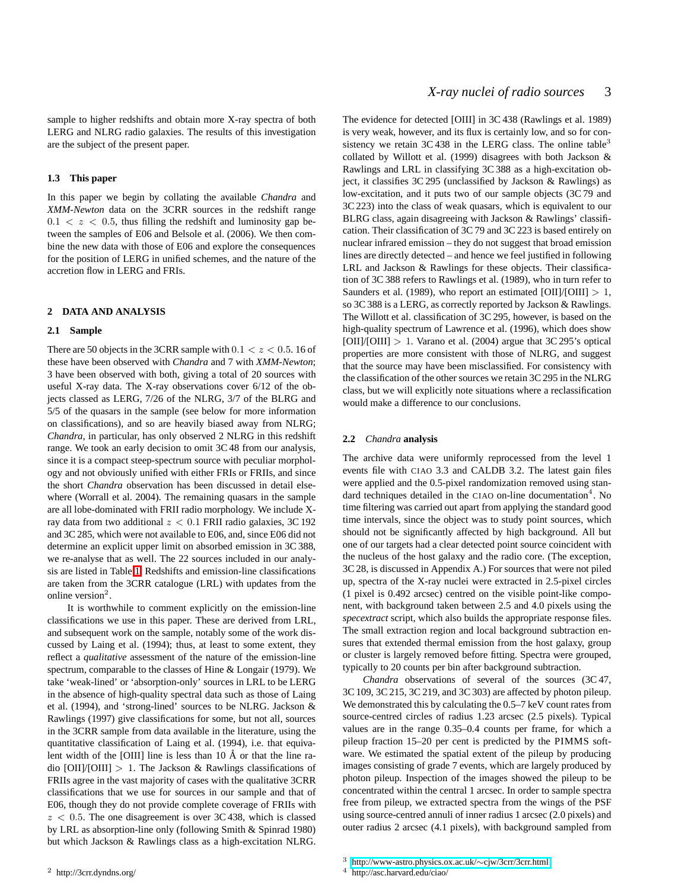sample to higher redshifts and obtain more X-ray spectra of both LERG and NLRG radio galaxies. The results of this investigation are the subject of the present paper.

### 1.3 This paper

In this paper we begin by collating the available *Chandra* and *XMM-Newton* data on the 3CRR sources in the redshift range $0.1 < z < 0.5$, thus filling the redshift and luminosity gap between the samples of E06 and Belsole et al. (2006). We then combine the new data with those of E06 and explore the consequences for the position of LERG in unified schemes, and the nature of the accretion flow in LERG and FRIs.

## 2 DATA AND ANALYSIS

### 2.1 Sample

There are 50 objects in the 3CRR sample with $0.1 < z < 0.5$. 16 of these have been observed with *Chandra* and 7 with *XMM-Newton*; 3 have been observed with both, giving a total of 20 sources with useful X-ray data. The X-ray observations cover 6/12 of the objects classed as LERG, 7/26 of the NLRG, 3/7 of the BLRG and 5/5 of the quasars in the sample (see below for more information on classifications), and so are heavily biased away from NLRG; *Chandra*, in particular, has only observed 2 NLRG in this redshift range. We took an early decision to omit 3C 48 from our analysis, since it is a compact steep-spectrum source with peculiar morphology and not obviously unified with either FRIs or FRIIs, and since the short *Chandra* observation has been discussed in detail elsewhere (Worrall et al. 2004). The remaining quasars in the sample are all lobe-dominated with FRII radio morphology. We include X-ray data from two additional $z < 0.1$ FRII radio galaxies, 3C 192 and 3C 285, which were not available to E06, and, since E06 did not determine an explicit upper limit on absorbed emission in 3C 388, we re-analyse that as well. The 22 sources included in our analysis are listed in Table 1. Redshifts and emission-line classifications are taken from the 3CRR catalogue (LRL) with updates from the online version[2].

It is worthwhile to comment explicitly on the emission-line classifications we use in this paper. These are derived from LRL, and subsequent work on the sample, notably some of the work discussed by Laing et al. (1994); thus, at least to some extent, they reflect a *qualitative* assessment of the nature of the emission-line spectrum, comparable to the classes of Hine & Longair (1979). We take 'weak-lined' or 'absorption-only' sources in LRL to be LERG in the absence of high-quality spectral data such as those of Laing et al. (1994), and 'strong-lined' sources to be NLRG. Jackson & Rawlings (1997) give classifications for some, but not all, sources in the 3CRR sample from data available in the literature, using the quantitative classification of Laing et al. (1994), i.e. that equivalent width of the [OIII] line is less than 10 Å or that the line ratio [OII]/[OIII] $> 1$. The Jackson & Rawlings classifications of FRIIs agree in the vast majority of cases with the qualitative 3CRR classifications that we use for sources in our sample and that of E06, though they do not provide complete coverage of FRIIs with $z < 0.5$. The one disagreement is over 3C 438, which is classed by LRL as absorption-line only (following Smith & Spinrad 1980) but which Jackson & Rawlings class as a high-excitation NLRG. The evidence for detected [OIII] in 3C 438 (Rawlings et al. 1989) is very weak, however, and its flux is certainly low, and so for consistency we retain 3C 438 in the LERG class. The online table[3] collated by Willott et al. (1999) disagrees with both Jackson & Rawlings and LRL in classifying 3C 388 as a high-excitation object, it classifies 3C 295 (unclassified by Jackson & Rawlings) as low-excitation, and it puts two of our sample objects (3C 79 and 3C 223) into the class of weak quasars, which is equivalent to our BLRG class, again disagreeing with Jackson & Rawlings' classification. Their classification of 3C 79 and 3C 223 is based entirely on nuclear infrared emission – they do not suggest that broad emission lines are directly detected – and hence we feel justified in following LRL and Jackson & Rawlings for these objects. Their classification of 3C 388 refers to Rawlings et al. (1989), who in turn refer to Saunders et al. (1989), who report an estimated [OII]/[OIII] $> 1$, so 3C 388 is a LERG, as correctly reported by Jackson & Rawlings. The Willott et al. classification of 3C 295, however, is based on the high-quality spectrum of Lawrence et al. (1996), which does show [OII]/[OIII] $> 1$. Varano et al. (2004) argue that 3C 295's optical properties are more consistent with those of NLRG, and suggest that the source may have been misclassified. For consistency with the classification of the other sources we retain 3C 295 in the NLRG class, but we will explicitly note situations where a reclassification would make a difference to our conclusions.

### 2.2 *Chandra* analysis

The archive data were uniformly reprocessed from the level 1 events file with CIAO 3.3 and CALDB 3.2. The latest gain files were applied and the 0.5-pixel randomization removed using standard techniques detailed in the CIAO on-line documentation[4]. No time filtering was carried out apart from applying the standard good time intervals, since the object was to study point sources, which should not be significantly affected by high background. All but one of our targets had a clear detected point source coincident with the nucleus of the host galaxy and the radio core. (The exception, 3C 28, is discussed in Appendix A.) For sources that were not piled up, spectra of the X-ray nuclei were extracted in 2.5-pixel circles (1 pixel is 0.492 arcsec) centred on the visible point-like component, with background taken between 2.5 and 4.0 pixels using the *specextract* script, which also builds the appropriate response files. The small extraction region and local background subtraction ensures that extended thermal emission from the host galaxy, group or cluster is largely removed before fitting. Spectra were grouped, typically to 20 counts per bin after background subtraction.

*Chandra* observations of several of the sources (3C 47, 3C 109, 3C 215, 3C 219, and 3C 303) are affected by photon pileup. We demonstrated this by calculating the 0.5–7 keV count rates from source-centred circles of radius 1.23 arcsec (2.5 pixels). Typical values are in the range 0.35–0.4 counts per frame, for which a pileup fraction 15–20 per cent is predicted by the PIMMS software. We estimated the spatial extent of the pileup by producing images consisting of grade 7 events, which are largely produced by photon pileup. Inspection of the images showed the pileup to be concentrated within the central 1 arcsec. In order to sample spectra free from pileup, we extracted spectra from the wings of the PSF using source-centred annuli of inner radius 1 arcsec (2.0 pixels) and outer radius 2 arcsec (4.1 pixels), with background sampled from

[2] http://3crr.dyndns.org/

[3] http://www-astro.physics.ox.ac.uk/∼cjw/3crr/3crr.html

[4] http://asc.harvard.edu/ciao/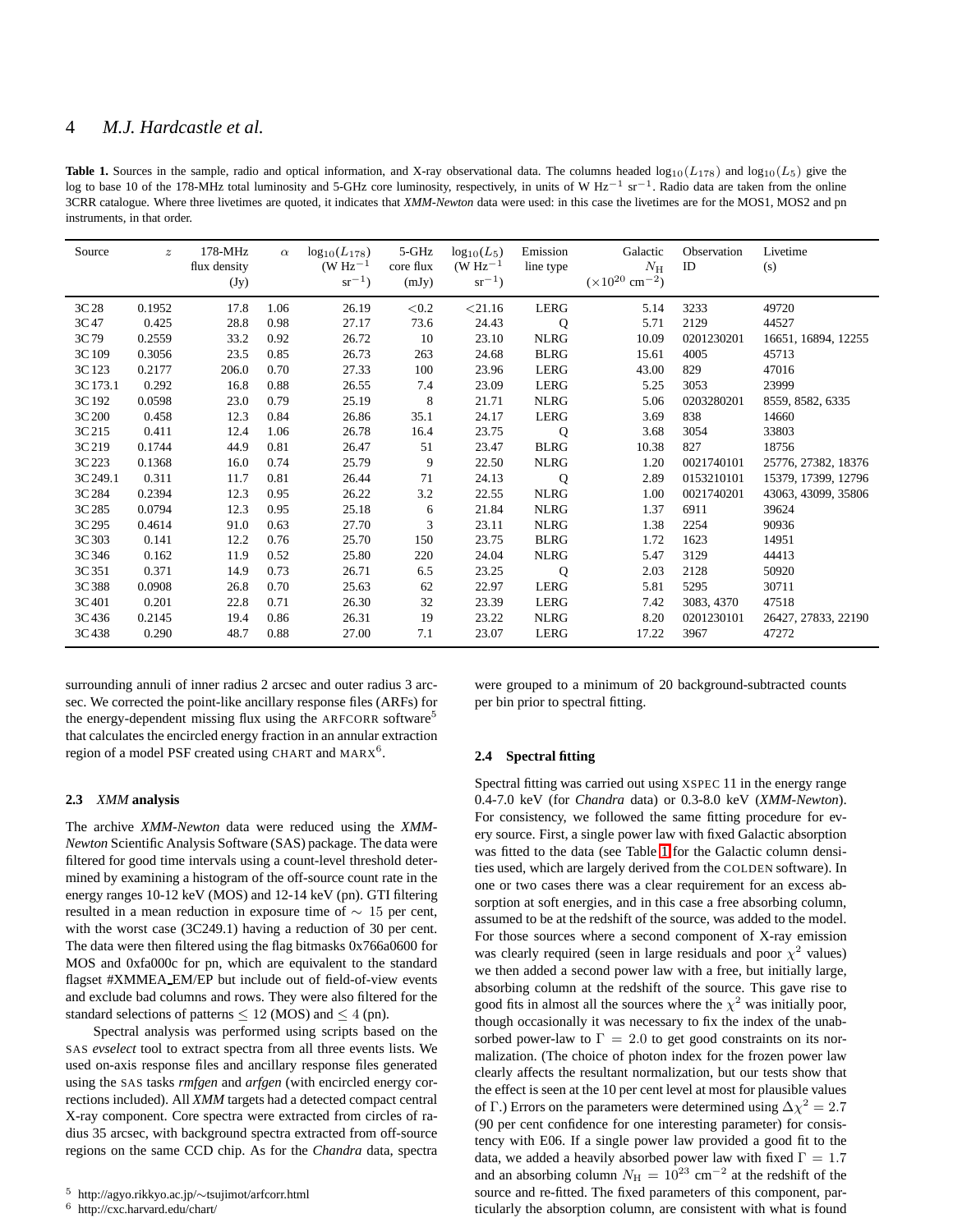**Table 1.** Sources in the sample, radio and optical information, and X-ray observational data. The columns headed $\log_{10}(L_{178})$ and $\log_{10}(L_5)$ give the log to base 10 of the 178-MHz total luminosity and 5-GHz core luminosity, respectively, in units of W Hz$^{-1}$ sr$^{-1}$. Radio data are taken from the online 3CRR catalogue. Where three livetimes are quoted, it indicates that *XMM-Newton* data were used: in this case the livetimes are for the MOS1, MOS2 and pn instruments, in that order.

| Source | $z$ | 178-MHz flux density (Jy) | $\alpha$ | $\log_{10}(L_{178})$ (W Hz$^{-1}$ sr$^{-1}$) | 5-GHz core flux (mJy) | $\log_{10}(L_5)$ (W Hz$^{-1}$ sr$^{-1}$) | Emission line type | Galactic $N_{\rm H}$ ($\times10^{20}$ cm$^{-2}$) | Observation ID | Livetime (s) |
|---|---|---|---|---|---|---|---|---|---|---|
| 3C 28 | 0.1952 | 17.8 | 1.06 | 26.19 | <0.2 | <21.16 | LERG | 5.14 | 3233 | 49720 |
| 3C 47 | 0.425 | 28.8 | 0.98 | 27.17 | 73.6 | 24.43 | Q | 5.71 | 2129 | 44527 |
| 3C 79 | 0.2559 | 33.2 | 0.92 | 26.72 | 10 | 23.10 | NLRG | 10.09 | 0201230201 | 16651, 16894, 12255 |
| 3C 109 | 0.3056 | 23.5 | 0.85 | 26.73 | 263 | 24.68 | BLRG | 15.61 | 4005 | 45713 |
| 3C 123 | 0.2177 | 206.0 | 0.70 | 27.33 | 100 | 23.96 | LERG | 43.00 | 829 | 47016 |
| 3C 173.1 | 0.292 | 16.8 | 0.88 | 26.55 | 7.4 | 23.09 | LERG | 5.25 | 3053 | 23999 |
| 3C 192 | 0.0598 | 23.0 | 0.79 | 25.19 | 8 | 21.71 | NLRG | 5.06 | 0203280201 | 8559, 8582, 6335 |
| 3C 200 | 0.458 | 12.3 | 0.84 | 26.86 | 35.1 | 24.17 | LERG | 3.69 | 838 | 14660 |
| 3C 215 | 0.411 | 12.4 | 1.06 | 26.78 | 16.4 | 23.75 | Q | 3.68 | 3054 | 33803 |
| 3C 219 | 0.1744 | 44.9 | 0.81 | 26.47 | 51 | 23.47 | BLRG | 10.38 | 827 | 18756 |
| 3C 223 | 0.1368 | 16.0 | 0.74 | 25.79 | 9 | 22.50 | NLRG | 1.20 | 0021740101 | 25776, 27382, 18376 |
| 3C 249.1 | 0.311 | 11.7 | 0.81 | 26.44 | 71 | 24.13 | Q | 2.89 | 0153210101 | 15379, 17399, 12796 |
| 3C 284 | 0.2394 | 12.3 | 0.95 | 26.22 | 3.2 | 22.55 | NLRG | 1.00 | 0021740201 | 43063, 43099, 35806 |
| 3C 285 | 0.0794 | 12.3 | 0.95 | 25.18 | 6 | 21.84 | NLRG | 1.37 | 6911 | 39624 |
| 3C 295 | 0.4614 | 91.0 | 0.63 | 27.70 | 3 | 23.11 | NLRG | 1.38 | 2254 | 90936 |
| 3C 303 | 0.141 | 12.2 | 0.76 | 25.70 | 150 | 23.75 | BLRG | 1.72 | 1623 | 14951 |
| 3C 346 | 0.162 | 11.9 | 0.52 | 25.80 | 220 | 24.04 | NLRG | 5.47 | 3129 | 44413 |
| 3C 351 | 0.371 | 14.9 | 0.73 | 26.71 | 6.5 | 23.25 | Q | 2.03 | 2128 | 50920 |
| 3C 388 | 0.0908 | 26.8 | 0.70 | 25.63 | 62 | 22.97 | LERG | 5.81 | 5295 | 30711 |
| 3C 401 | 0.201 | 22.8 | 0.71 | 26.30 | 32 | 23.39 | LERG | 7.42 | 3083, 4370 | 47518 |
| 3C 436 | 0.2145 | 19.4 | 0.86 | 26.31 | 19 | 23.22 | NLRG | 8.20 | 0201230101 | 26427, 27833, 22190 |
| 3C 438 | 0.290 | 48.7 | 0.88 | 27.00 | 7.1 | 23.07 | LERG | 17.22 | 3967 | 47272 |

surrounding annuli of inner radius 2 arcsec and outer radius 3 arcsec. We corrected the point-like ancillary response files (ARFs) for the energy-dependent missing flux using the ARFCORR software[5] that calculates the encircled energy fraction in an annular extraction region of a model PSF created using CHART and MARX[6].

### 2.3 *XMM* analysis

The archive *XMM-Newton* data were reduced using the *XMM-Newton* Scientific Analysis Software (SAS) package. The data were filtered for good time intervals using a count-level threshold determined by examining a histogram of the off-source count rate in the energy ranges 10-12 keV (MOS) and 12-14 keV (pn). GTI filtering resulted in a mean reduction in exposure time of $\sim$ 15 per cent, with the worst case (3C249.1) having a reduction of 30 per cent. The data were then filtered using the flag bitmasks 0x766a0600 for MOS and 0xfa000c for pn, which are equivalent to the standard flagset #XMMEA_EM/EP but include out of field-of-view events and exclude bad columns and rows. They were also filtered for the standard selections of patterns $\leq 12$ (MOS) and $\leq 4$ (pn).

Spectral analysis was performed using scripts based on the SAS *evselect* tool to extract spectra from all three events lists. We used on-axis response files and ancillary response files generated using the SAS tasks *rmfgen* and *arfgen* (with encircled energy corrections included). All *XMM* targets had a detected compact central X-ray component. Core spectra were extracted from circles of radius 35 arcsec, with background spectra extracted from off-source regions on the same CCD chip. As for the *Chandra* data, spectra were grouped to a minimum of 20 background-subtracted counts per bin prior to spectral fitting.

### 2.4 Spectral fitting

Spectral fitting was carried out using XSPEC 11 in the energy range 0.4-7.0 keV (for *Chandra* data) or 0.3-8.0 keV (*XMM-Newton*). For consistency, we followed the same fitting procedure for every source. First, a single power law with fixed Galactic absorption was fitted to the data (see Table 1 for the Galactic column densities used, which are largely derived from the COLDEN software). In one or two cases there was a clear requirement for an excess absorption at soft energies, and in this case a free absorbing column, assumed to be at the redshift of the source, was added to the model. For those sources where a second component of X-ray emission was clearly required (seen in large residuals and poor $\chi^2$ values) we then added a second power law with a free, but initially large, absorbing column at the redshift of the source. This gave rise to good fits in almost all the sources where the $\chi^2$ was initially poor, though occasionally it was necessary to fix the index of the unabsorbed power-law to $\Gamma = 2.0$ to get good constraints on its normalization. (The choice of photon index for the frozen power law clearly affects the resultant normalization, but our tests show that the effect is seen at the 10 per cent level at most for plausible values of $\Gamma$.) Errors on the parameters were determined using $\Delta\chi^2 = 2.7$ (90 per cent confidence for one interesting parameter) for consistency with E06. If a single power law provided a good fit to the data, we added a heavily absorbed power law with fixed $\Gamma = 1.7$ and an absorbing column $N_{\rm H} = 10^{23}$ cm$^{-2}$ at the redshift of the source and re-fitted. The fixed parameters of this component, particularly the absorption column, are consistent with what is found

[5] http://agyo.rikkyo.ac.jp/∼tsujimot/arfcorr.html
[6] http://cxc.harvard.edu/chart/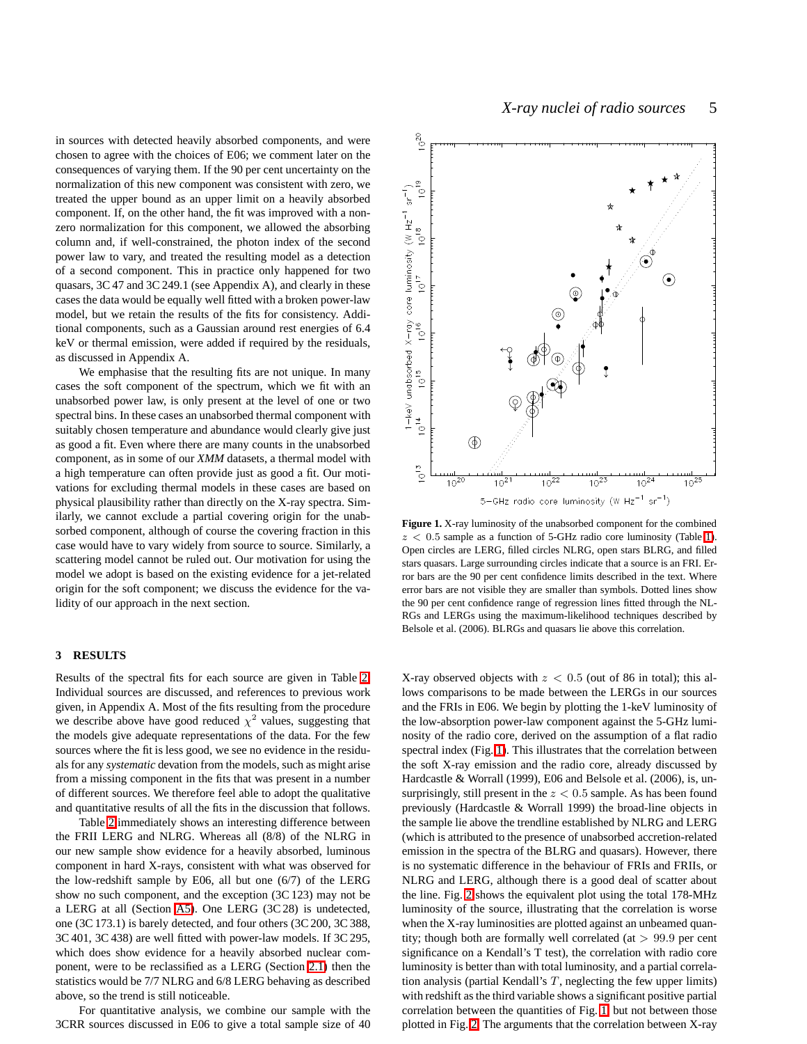in sources with detected heavily absorbed components, and were chosen to agree with the choices of E06; we comment later on the consequences of varying them. If the 90 per cent uncertainty on the normalization of this new component was consistent with zero, we treated the upper bound as an upper limit on a heavily absorbed component. If, on the other hand, the fit was improved with a non-zero normalization for this component, we allowed the absorbing column and, if well-constrained, the photon index of the second power law to vary, and treated the resulting model as a detection of a second component. This in practice only happened for two quasars, 3C 47 and 3C 249.1 (see Appendix A), and clearly in these cases the data would be equally well fitted with a broken power-law model, but we retain the results of the fits for consistency. Additional components, such as a Gaussian around rest energies of 6.4 keV or thermal emission, were added if required by the residuals, as discussed in Appendix A.

We emphasise that the resulting fits are not unique. In many cases the soft component of the spectrum, which we fit with an unabsorbed power law, is only present at the level of one or two spectral bins. In these cases an unabsorbed thermal component with suitably chosen temperature and abundance would clearly give just as good a fit. Even where there are many counts in the unabsorbed component, as in some of our *XMM* datasets, a thermal model with a high temperature can often provide just as good a fit. Our motivations for excluding thermal models in these cases are based on physical plausibility rather than directly on the X-ray spectra. Similarly, we cannot exclude a partial covering origin for the unabsorbed component, although of course the covering fraction in this case would have to vary widely from source to source. Similarly, a scattering model cannot be ruled out. Our motivation for using the model we adopt is based on the existing evidence for a jet-related origin for the soft component; we discuss the evidence for the validity of our approach in the next section.

## 3 RESULTS

Results of the spectral fits for each source are given in Table 2. Individual sources are discussed, and references to previous work given, in Appendix A. Most of the fits resulting from the procedure we describe above have good reduced $\chi^2$ values, suggesting that the models give adequate representations of the data. For the few sources where the fit is less good, we see no evidence in the residuals for any *systematic* deviation from the models, such as might arise from a missing component in the fits that was present in a number of different sources. We therefore feel able to adopt the qualitative and quantitative results of all the fits in the discussion that follows.

Table 2 immediately shows an interesting difference between the FRII LERG and NLRG. Whereas all (8/8) of the NLRG in our new sample show evidence for a heavily absorbed, luminous component in hard X-rays, consistent with what was observed for the low-redshift sample by E06, all but one (6/7) of the LERG show no such component, and the exception (3C 123) may not be a LERG at all (Section A5). One LERG (3C 28) is undetected, one (3C 173.1) is barely detected, and four others (3C 200, 3C 388, 3C 401, 3C 438) are well fitted with power-law models. If 3C 295, which does show evidence for a heavily absorbed nuclear component, were to be reclassified as a LERG (Section 2.1) then the statistics would be 7/7 NLRG and 6/8 LERG behaving as described above, so the trend is still noticeable.

For quantitative analysis, we combine our sample with the 3CRR sources discussed in E06 to give a total sample size of 40

**Figure 1.** X-ray luminosity of the unabsorbed component for the combined $z < 0.5$ sample as a function of 5-GHz radio core luminosity (Table 1). Open circles are LERG, filled circles NLRG, open stars BLRG, and filled stars quasars. Large surrounding circles indicate that a source is an FRI. Error bars are the 90 per cent confidence limits described in the text. Where error bars are not visible they are smaller than symbols. Dotted lines show the 90 per cent confidence range of regression lines fitted through the NLRGs and LERGs using the maximum-likelihood techniques described by Belsole et al. (2006). BLRGs and quasars lie above this correlation.

X-ray observed objects with $z < 0.5$ (out of 86 in total); this allows comparisons to be made between the LERGs in our sources and the FRIs in E06. We begin by plotting the 1-keV luminosity of the low-absorption power-law component against the 5-GHz luminosity of the radio core, derived on the assumption of a flat radio spectral index (Fig. 1). This illustrates that the correlation between the soft X-ray emission and the radio core, already discussed by Hardcastle & Worrall (1999), E06 and Belsole et al. (2006), is, unsurprisingly, still present in the $z < 0.5$ sample. As has been found previously (Hardcastle & Worrall 1999) the broad-line objects in the sample lie above the trendline established by NLRG and LERG (which is attributed to the presence of unabsorbed accretion-related emission in the spectra of the BLRG and quasars). However, there is no systematic difference in the behaviour of FRIs and FRIIs, or NLRG and LERG, although there is a good deal of scatter about the line. Fig. 2 shows the equivalent plot using the total 178-MHz luminosity of the source, illustrating that the correlation is worse when the X-ray luminosities are plotted against an unbeamed quantity; though both are formally well correlated (at $> 99.9$ per cent significance on a Kendall's T test), the correlation with radio core luminosity is better than with total luminosity, and a partial correlation analysis (partial Kendall's $T$, neglecting the few upper limits) with redshift as the third variable shows a significant positive partial correlation between the quantities of Fig. 1 but not between those plotted in Fig. 2. The arguments that the correlation between X-ray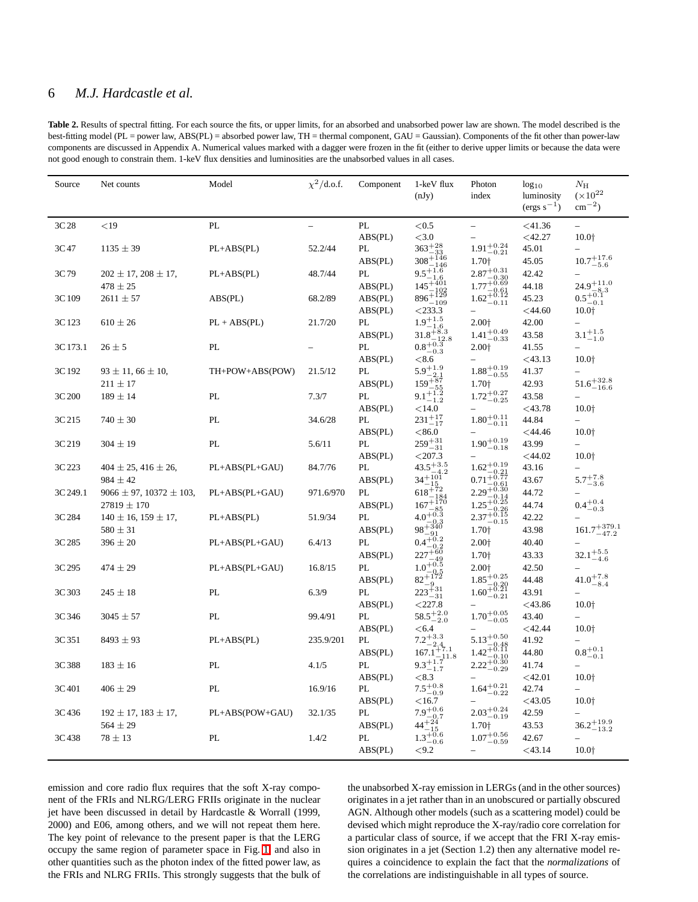**Table 2.** Results of spectral fitting. For each source the fits, or upper limits, for an absorbed and unabsorbed power law are shown. The model described is the best-fitting model (PL = power law, ABS(PL) = absorbed power law, TH = thermal component, GAU = Gaussian). Components of the fit other than power-law components are discussed in Appendix A. Numerical values marked with a dagger were frozen in the fit (either to derive upper limits or because the data were not good enough to constrain them. 1-keV flux densities and luminosities are the unabsorbed values in all cases.

| Source | Net counts | Model | $\chi^2$/d.o.f. | Component | 1-keV flux (nJy) | Photon index | $\log_{10}$ luminosity (ergs s$^{-1}$) | $N_{\rm H}$ ($\times10^{22}$ cm$^{-2}$) |
|---|---|---|---|---|---|---|---|---|
| 3C 28 | <19 | PL | – | PL | <0.5 | – | <41.36 | – |
| | | | | ABS(PL) | <3.0 | – | <42.27 | 10.0† |
| 3C 47 | $1135 \pm 39$ | PL+ABS(PL) | 52.2/44 | PL | $363^{+28}_{-33}$ | $1.91^{+0.24}_{-0.21}$ | 45.01 | – |
| | | | | ABS(PL) | $308^{+146}_{-146}$ | 1.70† | 45.05 | $10.7^{+17.6}_{-5.6}$ |
| 3C 79 | $202 \pm 17$, $208 \pm 17$, $478 \pm 25$ | PL+ABS(PL) | 48.7/44 | PL | $9.5^{+1.6}_{-1.6}$ | $2.87^{+0.31}_{-0.30}$ | 42.42 | – |
| | | | | ABS(PL) | $145^{+401}_{-102}$ | $1.77^{+0.69}_{-0.61}$ | 44.18 | $24.9^{+11.0}_{-8.3}$ |
| 3C 109 | $2611 \pm 57$ | ABS(PL) | 68.2/89 | ABS(PL) | $896^{+129}_{-109}$ | $1.62^{+0.12}_{-0.11}$ | 45.23 | $0.5^{+0.1}_{-0.1}$ |
| | | | | ABS(PL) | <233.3 | – | <44.60 | 10.0† |
| 3C 123 | $610 \pm 26$ | PL + ABS(PL) | 21.7/20 | PL | $1.9^{+1.5}_{-1.6}$ | 2.00† | 42.00 | – |
| | | | | ABS(PL) | $31.8^{+8.3}_{-12.8}$ | $1.41^{+0.49}_{-0.33}$ | 43.58 | $3.1^{+1.5}_{-1.0}$ |
| 3C 173.1 | $26 \pm 5$ | PL | – | PL | $0.8^{+0.3}_{-0.3}$ | 2.00† | 41.55 | – |
| | | | | ABS(PL) | <8.6 | – | <43.13 | 10.0† |
| 3C 192 | $93 \pm 11$, $66 \pm 10$, $211 \pm 17$ | TH+POW+ABS(POW) | 21.5/12 | PL | $5.9^{+1.9}_{-2.1}$ | $1.88^{+0.19}_{-0.55}$ | 41.37 | – |
| | | | | ABS(PL) | $159^{+87}_{-55}$ | 1.70† | 42.93 | $51.6^{+32.8}_{-16.6}$ |
| 3C 200 | $189 \pm 14$ | PL | 7.3/7 | PL | $9.1^{+1.2}_{-1.2}$ | $1.72^{+0.27}_{-0.25}$ | 43.58 | – |
| | | | | ABS(PL) | <14.0 | – | <43.78 | 10.0† |
| 3C 215 | $740 \pm 30$ | PL | 34.6/28 | PL | $231^{+17}_{-17}$ | $1.80^{+0.11}_{-0.11}$ | 44.84 | – |
| | | | | ABS(PL) | <86.0 | – | <44.46 | 10.0† |
| 3C 219 | $304 \pm 19$ | PL | 5.6/11 | PL | $259^{+31}_{-31}$ | $1.90^{+0.19}_{-0.18}$ | 43.99 | – |
| | | | | ABS(PL) | <207.3 | – | <44.02 | 10.0† |
| 3C 223 | $404 \pm 25$, $416 \pm 26$, $984 \pm 42$ | PL+ABS(PL+GAU) | 84.7/76 | PL | $43.5^{+3.5}_{-4.2}$ | $1.62^{+0.19}_{-0.21}$ | 43.16 | – |
| | | | | ABS(PL) | $34^{+101}_{-15}$ | $0.71^{+0.77}_{-0.61}$ | 43.67 | $5.7^{+7.8}_{-3.6}$ |
| 3C 249.1 | $9066 \pm 97$, $10372 \pm 103$, $27819 \pm 170$ | PL+ABS(PL+GAU) | 971.6/970 | PL | $618^{+72}_{-184}$ | $2.29^{+0.30}_{-0.14}$ | 44.72 | – |
| | | | | ABS(PL) | $167^{+170}_{-85}$ | $1.25^{+0.25}_{-0.26}$ | 44.74 | $0.4^{+0.4}_{-0.3}$ |
| 3C 284 | $140 \pm 16$, $159 \pm 17$, $580 \pm 31$ | PL+ABS(PL) | 51.9/34 | PL | $4.0^{+0.3}_{-0.3}$ | $2.37^{+0.15}_{-0.15}$ | 42.22 | – |
| | | | | ABS(PL) | $98^{+340}_{-91}$ | 1.70† | 43.98 | $161.7^{+379.1}_{-47.2}$ |
| 3C 285 | $396 \pm 20$ | PL+ABS(PL+GAU) | 6.4/13 | PL | $0.4^{+0.2}_{-0.2}$ | 2.00† | 40.40 | – |
| | | | | ABS(PL) | $227^{+60}_{-49}$ | 1.70† | 43.33 | $32.1^{+5.5}_{-4.6}$ |
| 3C 295 | $474 \pm 29$ | PL+ABS(PL+GAU) | 16.8/15 | PL | $1.0^{+0.5}_{-0.5}$ | 2.00† | 42.50 | – |
| | | | | ABS(PL) | $82^{+172}_{-9}$ | $1.85^{+0.25}_{-0.20}$ | 44.48 | $41.0^{+7.8}_{-8.4}$ |
| 3C 303 | $245 \pm 18$ | PL | 6.3/9 | PL | $223^{+31}_{-31}$ | $1.60^{+0.21}_{-0.21}$ | 43.91 | – |
| | | | | ABS(PL) | <227.8 | – | <43.86 | 10.0† |
| 3C 346 | $3045 \pm 57$ | PL | 99.4/91 | PL | $58.5^{+2.0}_{-2.0}$ | $1.70^{+0.05}_{-0.05}$ | 43.40 | – |
| | | | | ABS(PL) | <6.4 | – | <42.44 | 10.0† |
| 3C 351 | $8493 \pm 93$ | PL+ABS(PL) | 235.9/201 | PL | $7.2^{+3.3}_{-2.4}$ | $5.13^{+0.50}_{-0.48}$ | 41.92 | – |
| | | | | ABS(PL) | $167.1^{+7.1}_{-11.8}$ | $1.42^{+0.11}_{-0.10}$ | 44.80 | $0.8^{+0.1}_{-0.1}$ |
| 3C 388 | $183 \pm 16$ | PL | 4.1/5 | PL | $9.3^{+1.7}_{-1.7}$ | $2.22^{+0.30}_{-0.29}$ | 41.74 | – |
| | | | | ABS(PL) | <8.3 | – | <42.01 | 10.0† |
| 3C 401 | $406 \pm 29$ | PL | 16.9/16 | PL | $7.5^{+0.8}_{-0.9}$ | $1.64^{+0.21}_{-0.22}$ | 42.74 | – |
| | | | | ABS(PL) | <16.7 | – | <43.05 | 10.0† |
| 3C 436 | $192 \pm 17$, $183 \pm 17$, $564 \pm 29$ | PL+ABS(POW+GAU) | 32.1/35 | PL | $7.9^{+0.6}_{-0.7}$ | $2.03^{+0.24}_{-0.19}$ | 42.59 | – |
| | | | | ABS(PL) | $44^{+24}_{-15}$ | 1.70† | 43.53 | $36.2^{+19.9}_{-13.2}$ |
| 3C 438 | $78 \pm 13$ | PL | 1.4/2 | PL | $1.3^{+0.6}_{-0.6}$ | $1.07^{+0.56}_{-0.59}$ | 42.67 | – |
| | | | | ABS(PL) | <9.2 | – | <43.14 | 10.0† |

emission and core radio flux requires that the soft X-ray component of the FRIs and NLRG/LERG FRIIs originate in the nuclear jet have been discussed in detail by Hardcastle & Worrall (1999, 2000) and E06, among others, and we will not repeat them here. The key point of relevance to the present paper is that the LERG occupy the same region of parameter space in Fig. 1 and also in other quantities such as the photon index of the fitted power law, as the FRIs and NLRG FRIIs. This strongly suggests that the bulk of the unabsorbed X-ray emission in LERGs (and in the other sources) originates in a jet rather than in an unobscured or partially obscured AGN. Although other models (such as a scattering model) could be devised which might reproduce the X-ray/radio core correlation for a particular class of source, if we accept that the FRI X-ray emission originates in a jet (Section 1.2) then any alternative model requires a coincidence to explain the fact that the *normalizations* of the correlations are indistinguishable in all types of source.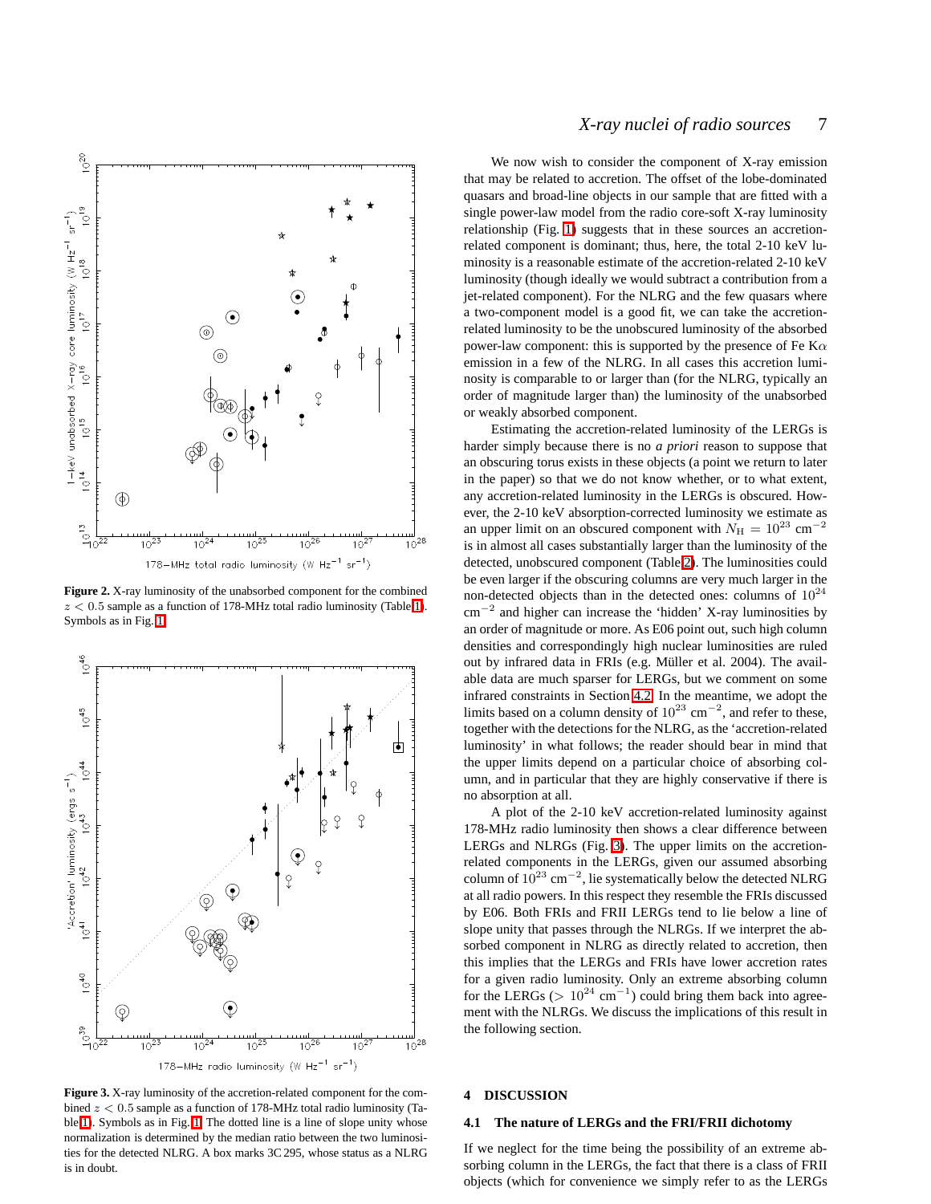**Figure 2.** X-ray luminosity of the unabsorbed component for the combined $z < 0.5$ sample as a function of 178-MHz total radio luminosity (Table 1). Symbols as in Fig. 1.

**Figure 3.** X-ray luminosity of the accretion-related component for the combined $z < 0.5$ sample as a function of 178-MHz total radio luminosity (Table 1). Symbols as in Fig. 1. The dotted line is a line of slope unity whose normalization is determined by the median ratio between the two luminosities for the detected NLRG. A box marks 3C 295, whose status as a NLRG is in doubt.

We now wish to consider the component of X-ray emission that may be related to accretion. The offset of the lobe-dominated quasars and broad-line objects in our sample that are fitted with a single power-law model from the radio core-soft X-ray luminosity relationship (Fig. 1) suggests that in these sources an accretion-related component is dominant; thus, here, the total 2-10 keV luminosity is a reasonable estimate of the accretion-related 2-10 keV luminosity (though ideally we would subtract a contribution from a jet-related component). For the NLRG and the few quasars where a two-component model is a good fit, we can take the accretion-related luminosity to be the unobscured luminosity of the absorbed power-law component: this is supported by the presence of Fe K$\alpha$ emission in a few of the NLRG. In all cases this accretion luminosity is comparable to or larger than (for the NLRG, typically an order of magnitude larger than) the luminosity of the unabsorbed or weakly absorbed component.

Estimating the accretion-related luminosity of the LERGs is harder simply because there is no *a priori* reason to suppose that an obscuring torus exists in these objects (a point we return to later in the paper) so that we do not know whether, or to what extent, any accretion-related luminosity in the LERGs is obscured. However, the 2-10 keV absorption-corrected luminosity we estimate as an upper limit on an obscured component with $N_{\rm H} = 10^{23}$ cm$^{-2}$ is in almost all cases substantially larger than the luminosity of the detected, unobscured component (Table 2). The luminosities could be even larger if the obscuring columns are very much larger in the non-detected objects than in the detected ones: columns of $10^{24}$ cm$^{-2}$ and higher can increase the 'hidden' X-ray luminosities by an order of magnitude or more. As E06 point out, such high column densities and correspondingly high nuclear luminosities are ruled out by infrared data in FRIs (e.g. Müller et al. 2004). The available data are much sparser for LERGs, but we comment on some infrared constraints in Section 4.2. In the meantime, we adopt the limits based on a column density of $10^{23}$ cm$^{-2}$, and refer to these, together with the detections for the NLRG, as the 'accretion-related luminosity' in what follows; the reader should bear in mind that the upper limits depend on a particular choice of absorbing column, and in particular that they are highly conservative if there is no absorption at all.

A plot of the 2-10 keV accretion-related luminosity against 178-MHz radio luminosity then shows a clear difference between LERGs and NLRGs (Fig. 3). The upper limits on the accretion-related components in the LERGs, given our assumed absorbing column of $10^{23}$ cm$^{-2}$, lie systematically below the detected NLRG at all radio powers. In this respect they resemble the FRIs discussed by E06. Both FRIs and FRII LERGs tend to lie below a line of slope unity that passes through the NLRGs. If we interpret the absorbed component in NLRG as directly related to accretion, then this implies that the LERGs and FRIs have lower accretion rates for a given radio luminosity. Only an extreme absorbing column for the LERGs ($> 10^{24}$ cm$^{-1}$) could bring them back into agreement with the NLRGs. We discuss the implications of this result in the following section.

## 4 DISCUSSION

### 4.1 The nature of LERGs and the FRI/FRII dichotomy

If we neglect for the time being the possibility of an extreme absorbing column in the LERGs, the fact that there is a class of FRII objects (which for convenience we simply refer to as the LERGs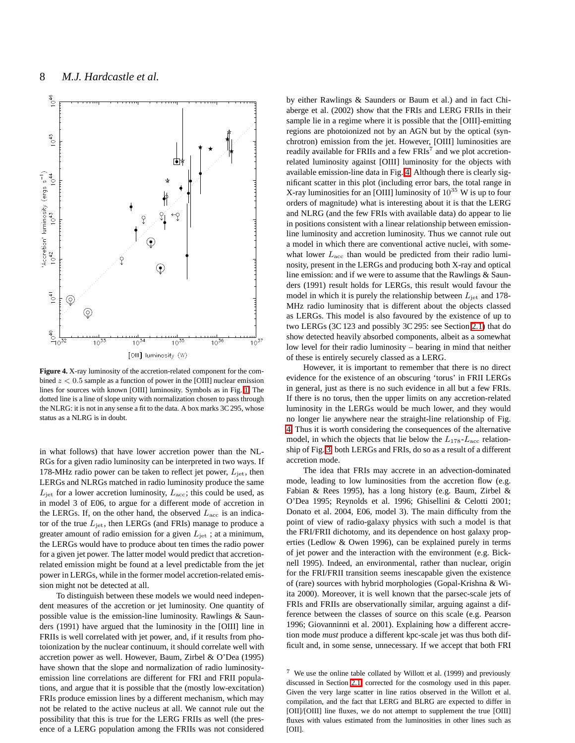**Figure 4.** X-ray luminosity of the accretion-related component for the combined $z < 0.5$ sample as a function of power in the [OIII] nuclear emission lines for sources with known [OIII] luminosity. Symbols as in Fig. 1. The dotted line is a line of slope unity with normalization chosen to pass through the NLRG: it is not in any sense a fit to the data. A box marks 3C 295, whose status as a NLRG is in doubt.

in what follows) that have lower accretion power than the NLRGs for a given radio luminosity can be interpreted in two ways. If 178-MHz radio power can be taken to reflect jet power, $L_{\rm jet}$, then LERGs and NLRGs matched in radio luminosity produce the same $L_{\rm jet}$ for a lower accretion luminosity, $L_{\rm acc}$; this could be used, as in model 3 of E06, to argue for a different mode of accretion in the LERGs. If, on the other hand, the observed $L_{\rm acc}$ is an indicator of the true $L_{\rm jet}$, then LERGs (and FRIs) manage to produce a greater amount of radio emission for a given $L_{\rm jet}$ ; at a minimum, the LERGs would have to produce about ten times the radio power for a given jet power. The latter model would predict that accretion-related emission might be found at a level predictable from the jet power in LERGs, while in the former model accretion-related emission might not be detected at all.

To distinguish between these models we would need independent measures of the accretion or jet luminosity. One quantity of possible value is the emission-line luminosity. Rawlings & Saunders (1991) have argued that the luminosity in the [OIII] line in FRIIs is well correlated with jet power, and, if it results from photoionization by the nuclear continuum, it should correlate well with accretion power as well. However, Baum, Zirbel & O'Dea (1995) have shown that the slope and normalization of radio luminosity-emission line correlations are different for FRI and FRII populations, and argue that it is possible that the (mostly low-excitation) FRIs produce emission lines by a different mechanism, which may not be related to the active nucleus at all. We cannot rule out the possibility that this is true for the LERG FRIIs as well (the presence of a LERG population among the FRIIs was not considered by either Rawlings & Saunders or Baum et al.) and in fact Chiaberge et al. (2002) show that the FRIs and LERG FRIIs in their sample lie in a regime where it is possible that the [OIII]-emitting regions are photoionized not by an AGN but by the optical (synchrotron) emission from the jet. However, [OIII] luminosities are readily available for FRIIs and a few FRIs[7] and we plot accretion-related luminosity against [OIII] luminosity for the objects with available emission-line data in Fig. 4. Although there is clearly significant scatter in this plot (including error bars, the total range in X-ray luminosities for an [OIII] luminosity of $10^{35}$ W is up to four orders of magnitude) what is interesting about it is that the LERG and NLRG (and the few FRIs with available data) do appear to lie in positions consistent with a linear relationship between emission-line luminosity and accretion luminosity. Thus we cannot rule out a model in which there are conventional active nuclei, with somewhat lower $L_{\rm acc}$ than would be predicted from their radio luminosity, present in the LERGs and producing both X-ray and optical line emission: and if we were to assume that the Rawlings & Saunders (1991) result holds for LERGs, this result would favour the model in which it is purely the relationship between $L_{\rm jet}$ and 178-MHz radio luminosity that is different about the objects classed as LERGs. This model is also favoured by the existence of up to two LERGs (3C 123 and possibly 3C 295: see Section 2.1) that do show detected heavily absorbed components, albeit as a somewhat low level for their radio luminosity – bearing in mind that neither of these is entirely securely classed as a LERG.

However, it is important to remember that there is no direct evidence for the existence of an obscuring 'torus' in FRII LERGs in general, just as there is no such evidence in all but a few FRIs. If there is no torus, then the upper limits on any accretion-related luminosity in the LERGs would be much lower, and they would no longer lie anywhere near the straight-line relationship of Fig. 4. Thus it is worth considering the consequences of the alternative model, in which the objects that lie below the $L_{178}$-$L_{\rm acc}$ relationship of Fig. 3, both LERGs and FRIs, do so as a result of a different accretion mode.

The idea that FRIs may accrete in an advection-dominated mode, leading to low luminosities from the accretion flow (e.g. Fabian & Rees 1995), has a long history (e.g. Baum, Zirbel & O'Dea 1995; Reynolds et al. 1996; Ghisellini & Celotti 2001; Donato et al. 2004, E06, model 3). The main difficulty from the point of view of radio-galaxy physics with such a model is that the FRI/FRII dichotomy, and its dependence on host galaxy properties (Ledlow & Owen 1996), can be explained purely in terms of jet power and the interaction with the environment (e.g. Bicknell 1995). Indeed, an environmental, rather than nuclear, origin for the FRI/FRII transition seems inescapable given the existence of (rare) sources with hybrid morphologies (Gopal-Krishna & Wiita 2000). Moreover, it is well known that the parsec-scale jets of FRIs and FRIIs are observationally similar, arguing against a difference between the classes of source on this scale (e.g. Pearson 1996; Giovanninni et al. 2001). Explaining how a different accretion mode *must* produce a different kpc-scale jet was thus both difficult and, in some sense, unnecessary. If we accept that both FRI

[7] We use the online table collated by Willott et al. (1999) and previously discussed in Section 2.1, corrected for the cosmology used in this paper. Given the very large scatter in line ratios observed in the Willott et al. compilation, and the fact that LERG and BLRG are expected to differ in [OII]/[OIII] line fluxes, we do not attempt to supplement the true [OIII] fluxes with values estimated from the luminosities in other lines such as [OII].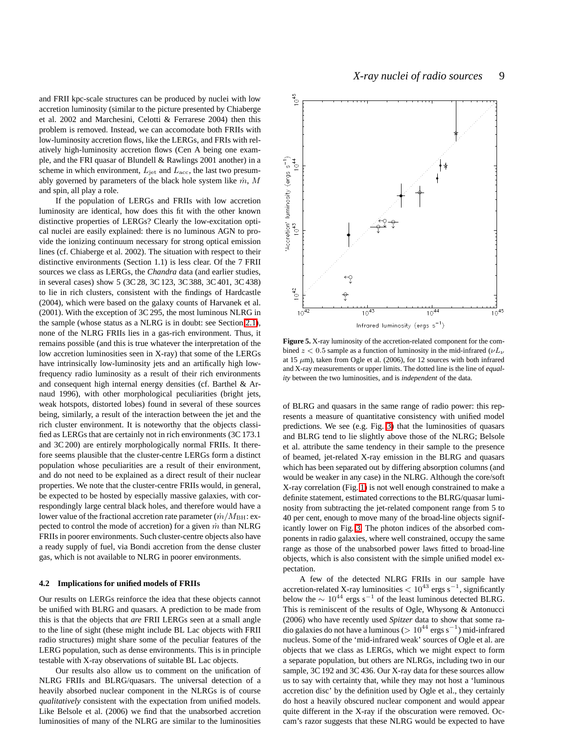and FRII kpc-scale structures can be produced by nuclei with low accretion luminosity (similar to the picture presented by Chiaberge et al. 2002 and Marchesini, Celotti & Ferrarese 2004) then this problem is removed. Instead, we can accomodate both FRIIs with low-luminosity accretion flows, like the LERGs, and FRIs with relatively high-luminosity accretion flows (Cen A being one example, and the FRI quasar of Blundell & Rawlings 2001 another) in a scheme in which environment, $L_{\rm jet}$ and $L_{\rm acc}$, the last two presumably governed by parameters of the black hole system like $\dot{m}$, $M$ and spin, all play a role.

If the population of LERGs and FRIIs with low accretion luminosity are identical, how does this fit with the other known distinctive properties of LERGs? Clearly the low-excitation optical nuclei are easily explained: there is no luminous AGN to provide the ionizing continuum necessary for strong optical emission lines (cf. Chiaberge et al. 2002). The situation with respect to their distinctive environments (Section 1.1) is less clear. Of the 7 FRII sources we class as LERGs, the *Chandra* data (and earlier studies, in several cases) show 5 (3C 28, 3C 123, 3C 388, 3C 401, 3C 438) to lie in rich clusters, consistent with the findings of Hardcastle (2004), which were based on the galaxy counts of Harvanek et al. (2001). With the exception of 3C 295, the most luminous NLRG in the sample (whose status as a NLRG is in doubt: see Section 2.1), none of the NLRG FRIIs lies in a gas-rich environment. Thus, it remains possible (and this is true whatever the interpretation of the low accretion luminosities seen in X-ray) that some of the LERGs have intrinsically low-luminosity jets and an artifically high low-frequency radio luminosity as a result of their rich environments and consequent high internal energy densities (cf. Barthel & Arnaud 1996), with other morphological peculiarities (bright jets, weak hotspots, distorted lobes) found in several of these sources being, similarly, a result of the interaction between the jet and the rich cluster environment. It is noteworthy that the objects classified as LERGs that are certainly not in rich environments (3C 173.1 and 3C 200) are entirely morphologically normal FRIIs. It therefore seems plausible that the cluster-centre LERGs form a distinct population whose peculiarities are a result of their environment, and do not need to be explained as a direct result of their nuclear properties. We note that the cluster-centre FRIIs would, in general, be expected to be hosted by especially massive galaxies, with correspondingly large central black holes, and therefore would have a lower value of the fractional accretion rate parameter ($\dot{m}/M_{\rm BH}$: expected to control the mode of accretion) for a given $\dot{m}$ than NLRG FRIIs in poorer environments. Such cluster-centre objects also have a ready supply of fuel, via Bondi accretion from the dense cluster gas, which is not available to NLRG in poorer environments.

### 4.2 Implications for unified models of FRIIs

Our results on LERGs reinforce the idea that these objects cannot be unified with BLRG and quasars. A prediction to be made from this is that the objects that *are* FRII LERGs seen at a small angle to the line of sight (these might include BL Lac objects with FRII radio structures) might share some of the peculiar features of the LERG population, such as dense environments. This is in principle testable with X-ray observations of suitable BL Lac objects.

Our results also allow us to comment on the unification of NLRG FRIIs and BLRG/quasars. The universal detection of a heavily absorbed nuclear component in the NLRGs is of course *qualitatively* consistent with the expectation from unified models. Like Belsole et al. (2006) we find that the unabsorbed accretion luminosities of many of the NLRG are similar to the luminosities of BLRG and quasars in the same range of radio power: this represents a measure of quantitative consistency with unified model predictions. We see (e.g. Fig. 3) that the luminosities of quasars and BLRG tend to lie slightly above those of the NLRG; Belsole et al. attribute the same tendency in their sample to the presence of beamed, jet-related X-ray emission in the BLRG and quasars which has been separated out by differing absorption columns (and would be weaker in any case) in the NLRG. Although the core/soft X-ray correlation (Fig. 1) is not well enough constrained to make a definite statement, estimated corrections to the BLRG/quasar luminosity from subtracting the jet-related component range from 5 to 40 per cent, enough to move many of the broad-line objects significantly lower on Fig. 3. The photon indices of the absorbed components in radio galaxies, where well constrained, occupy the same range as those of the unabsorbed power laws fitted to broad-line objects, which is also consistent with the simple unified model expectation.

**Figure 5.** X-ray luminosity of the accretion-related component for the combined $z < 0.5$ sample as a function of luminosity in the mid-infrared ($\nu L_\nu$ at 15 $\mu$m), taken from Ogle et al. (2006), for 12 sources with both infrared and X-ray measurements or upper limits. The dotted line is the line of *equality* between the two luminosities, and is *independent* of the data.

A few of the detected NLRG FRIIs in our sample have accretion-related X-ray luminosities $< 10^{43}$ ergs s$^{-1}$, significantly below the $\sim 10^{44}$ ergs s$^{-1}$ of the least luminous detected BLRG. This is reminiscent of the results of Ogle, Whysong & Antonucci (2006) who have recently used *Spitzer* data to show that some radio galaxies do not have a luminous ($> 10^{44}$ ergs s$^{-1}$) mid-infrared nucleus. Some of the 'mid-infrared weak' sources of Ogle et al. are objects that we class as LERGs, which we might expect to form a separate population, but others are NLRGs, including two in our sample, 3C 192 and 3C 436. Our X-ray data for these sources allow us to say with certainty that, while they may not host a 'luminous accretion disc' by the definition used by Ogle et al., they certainly do host a heavily obscured nuclear component and would appear quite different in the X-ray if the obscuration were removed. Occam's razor suggests that these NLRG would be expected to have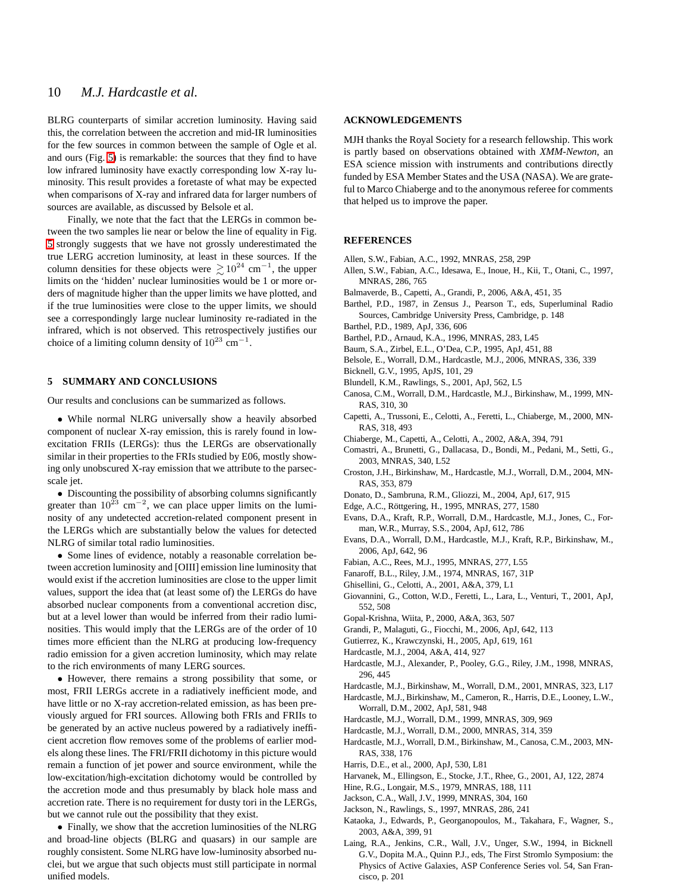BLRG counterparts of similar accretion luminosity. Having said this, the correlation between the accretion and mid-IR luminosities for the few sources in common between the sample of Ogle et al. and ours (Fig. 5) is remarkable: the sources that they find to have low infrared luminosity have exactly corresponding low X-ray luminosity. This result provides a foretaste of what may be expected when comparisons of X-ray and infrared data for larger numbers of sources are available, as discussed by Belsole et al.

Finally, we note that the fact that the LERGs in common between the two samples lie near or below the line of equality in Fig. 5 strongly suggests that we have not grossly underestimated the true LERG accretion luminosity, at least in these sources. If the column densities for these objects were $\gtrsim 10^{24}$ cm$^{-1}$, the upper limits on the 'hidden' nuclear luminosities would be 1 or more orders of magnitude higher than the upper limits we have plotted, and if the true luminosities were close to the upper limits, we should see a correspondingly large nuclear luminosity re-radiated in the infrared, which is not observed. This retrospectively justifies our choice of a limiting column density of $10^{23}$ cm$^{-1}$.

## 5 SUMMARY AND CONCLUSIONS

Our results and conclusions can be summarized as follows.

- While normal NLRG universally show a heavily absorbed component of nuclear X-ray emission, this is rarely found in low-excitation FRIIs (LERGs): thus the LERGs are observationally similar in their properties to the FRIs studied by E06, mostly showing only unobscured X-ray emission that we attribute to the parsec-scale jet.
- Discounting the possibility of absorbing columns significantly greater than $10^{23}$ cm$^{-2}$, we can place upper limits on the luminosity of any undetected accretion-related component present in the LERGs which are substantially below the values for detected NLRG of similar total radio luminosities.
- Some lines of evidence, notably a reasonable correlation between accretion luminosity and [OIII] emission line luminosity that would exist if the accretion luminosities are close to the upper limit values, support the idea that (at least some of) the LERGs do have absorbed nuclear components from a conventional accretion disc, but at a level lower than would be inferred from their radio luminosities. This would imply that the LERGs are of the order of 10 times more efficient than the NLRG at producing low-frequency radio emission for a given accretion luminosity, which may relate to the rich environments of many LERG sources.
- However, there remains a strong possibility that some, or most, FRII LERGs accrete in a radiatively inefficient mode, and have little or no X-ray accretion-related emission, as has been previously argued for FRI sources. Allowing both FRIs and FRIIs to be generated by an active nucleus powered by a radiatively inefficient accretion flow removes some of the problems of earlier models along these lines. The FRI/FRII dichotomy in this picture would remain a function of jet power and source environment, while the low-excitation/high-excitation dichotomy would be controlled by the accretion mode and thus presumably by black hole mass and accretion rate. There is no requirement for dusty tori in the LERGs, but we cannot rule out the possibility that they exist.
- Finally, we show that the accretion luminosities of the NLRG and broad-line objects (BLRG and quasars) in our sample are roughly consistent. Some NLRG have low-luminosity absorbed nuclei, but we argue that such objects must still participate in normal unified models.

## ACKNOWLEDGEMENTS

MJH thanks the Royal Society for a research fellowship. This work is partly based on observations obtained with *XMM-Newton*, an ESA science mission with instruments and contributions directly funded by ESA Member States and the USA (NASA). We are grateful to Marco Chiaberge and to the anonymous referee for comments that helped us to improve the paper.

## REFERENCES

Allen, S.W., Fabian, A.C., 1992, MNRAS, 258, 29P

Allen, S.W., Fabian, A.C., Idesawa, E., Inoue, H., Kii, T., Otani, C., 1997, MNRAS, 286, 765

Balmaverde, B., Capetti, A., Grandi, P., 2006, A&A, 451, 35

Barthel, P.D., 1987, in Zensus J., Pearson T., eds, Superluminal Radio Sources, Cambridge University Press, Cambridge, p. 148

Barthel, P.D., 1989, ApJ, 336, 606

Barthel, P.D., Arnaud, K.A., 1996, MNRAS, 283, L45

Baum, S.A., Zirbel, E.L., O'Dea, C.P., 1995, ApJ, 451, 88

Belsole, E., Worrall, D.M., Hardcastle, M.J., 2006, MNRAS, 336, 339

Bicknell, G.V., 1995, ApJS, 101, 29

Blundell, K.M., Rawlings, S., 2001, ApJ, 562, L5

Canosa, C.M., Worrall, D.M., Hardcastle, M.J., Birkinshaw, M., 1999, MNRAS, 310, 30

Capetti, A., Trussoni, E., Celotti, A., Feretti, L., Chiaberge, M., 2000, MNRAS, 318, 493

Chiaberge, M., Capetti, A., Celotti, A., 2002, A&A, 394, 791

Comastri, A., Brunetti, G., Dallacasa, D., Bondi, M., Pedani, M., Setti, G., 2003, MNRAS, 340, L52

Croston, J.H., Birkinshaw, M., Hardcastle, M.J., Worrall, D.M., 2004, MNRAS, 353, 879

Donato, D., Sambruna, R.M., Gliozzi, M., 2004, ApJ, 617, 915

Edge, A.C., Röttgering, H., 1995, MNRAS, 277, 1580

Evans, D.A., Kraft, R.P., Worrall, D.M., Hardcastle, M.J., Jones, C., Forman, W.R., Murray, S.S., 2004, ApJ, 612, 786

Evans, D.A., Worrall, D.M., Hardcastle, M.J., Kraft, R.P., Birkinshaw, M., 2006, ApJ, 642, 96

Fabian, A.C., Rees, M.J., 1995, MNRAS, 277, L55

Fanaroff, B.L., Riley, J.M., 1974, MNRAS, 167, 31P

Ghisellini, G., Celotti, A., 2001, A&A, 379, L1

Giovannini, G., Cotton, W.D., Feretti, L., Lara, L., Venturi, T., 2001, ApJ, 552, 508

Gopal-Krishna, Wiita, P., 2000, A&A, 363, 507

Grandi, P., Malaguti, G., Fiocchi, M., 2006, ApJ, 642, 113

Gutierrez, K., Krawczynski, H., 2005, ApJ, 619, 161

Hardcastle, M.J., 2004, A&A, 414, 927

Hardcastle, M.J., Alexander, P., Pooley, G.G., Riley, J.M., 1998, MNRAS, 296, 445

Hardcastle, M.J., Birkinshaw, M., Worrall, D.M., 2001, MNRAS, 323, L17

Hardcastle, M.J., Birkinshaw, M., Cameron, R., Harris, D.E., Looney, L.W., Worrall, D.M., 2002, ApJ, 581, 948

Hardcastle, M.J., Worrall, D.M., 1999, MNRAS, 309, 969

Hardcastle, M.J., Worrall, D.M., 2000, MNRAS, 314, 359

Hardcastle, M.J., Worrall, D.M., Birkinshaw, M., Canosa, C.M., 2003, MNRAS, 338, 176

Harris, D.E., et al., 2000, ApJ, 530, L81

Harvanek, M., Ellingson, E., Stocke, J.T., Rhee, G., 2001, AJ, 122, 2874

Hine, R.G., Longair, M.S., 1979, MNRAS, 188, 111

Jackson, C.A., Wall, J.V., 1999, MNRAS, 304, 160

Jackson, N., Rawlings, S., 1997, MNRAS, 286, 241

Kataoka, J., Edwards, P., Georganopoulos, M., Takahara, F., Wagner, S., 2003, A&A, 399, 91

Laing, R.A., Jenkins, C.R., Wall, J.V., Unger, S.W., 1994, in Bicknell G.V., Dopita M.A., Quinn P.J., eds, The First Stromlo Symposium: the Physics of Active Galaxies, ASP Conference Series vol. 54, San Francisco, p. 201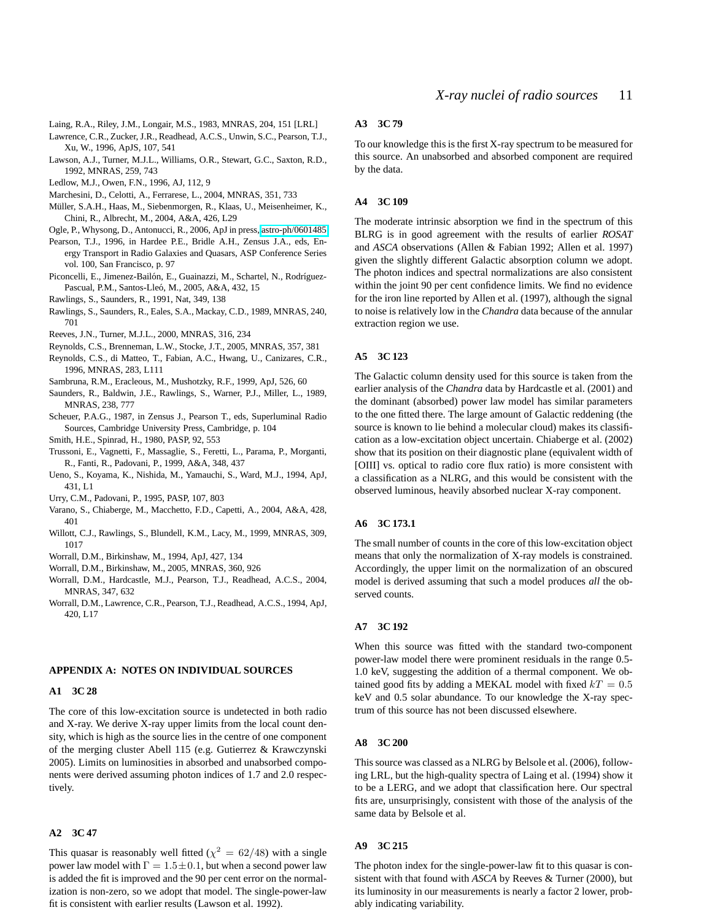Laing, R.A., Riley, J.M., Longair, M.S., 1983, MNRAS, 204, 151 [LRL]

Lawrence, C.R., Zucker, J.R., Readhead, A.C.S., Unwin, S.C., Pearson, T.J., Xu, W., 1996, ApJS, 107, 541

Lawson, A.J., Turner, M.J.L., Williams, O.R., Stewart, G.C., Saxton, R.D., 1992, MNRAS, 259, 743

Ledlow, M.J., Owen, F.N., 1996, AJ, 112, 9

Marchesini, D., Celotti, A., Ferrarese, L., 2004, MNRAS, 351, 733

Müller, S.A.H., Haas, M., Siebenmorgen, R., Klaas, U., Meisenheimer, K., Chini, R., Albrecht, M., 2004, A&A, 426, L29

Ogle, P., Whysong, D., Antonucci, R., 2006, ApJ in press, astro-ph/0601485

Pearson, T.J., 1996, in Hardee P.E., Bridle A.H., Zensus J.A., eds, Energy Transport in Radio Galaxies and Quasars, ASP Conference Series vol. 100, San Francisco, p. 97

Piconcelli, E., Jimenez-Bailón, E., Guainazzi, M., Schartel, N., Rodríguez-Pascual, P.M., Santos-Lleó, M., 2005, A&A, 432, 15

Rawlings, S., Saunders, R., 1991, Nat, 349, 138

Rawlings, S., Saunders, R., Eales, S.A., Mackay, C.D., 1989, MNRAS, 240, 701

Reeves, J.N., Turner, M.J.L., 2000, MNRAS, 316, 234

Reynolds, C.S., Brenneman, L.W., Stocke, J.T., 2005, MNRAS, 357, 381

Reynolds, C.S., di Matteo, T., Fabian, A.C., Hwang, U., Canizares, C.R., 1996, MNRAS, 283, L111

Sambruna, R.M., Eracleous, M., Mushotzky, R.F., 1999, ApJ, 526, 60

Saunders, R., Baldwin, J.E., Rawlings, S., Warner, P.J., Miller, L., 1989, MNRAS, 238, 777

Scheuer, P.A.G., 1987, in Zensus J., Pearson T., eds, Superluminal Radio Sources, Cambridge University Press, Cambridge, p. 104

Smith, H.E., Spinrad, H., 1980, PASP, 92, 553

Trussoni, E., Vagnetti, F., Massaglie, S., Feretti, L., Parama, P., Morganti, R., Fanti, R., Padovani, P., 1999, A&A, 348, 437

Ueno, S., Koyama, K., Nishida, M., Yamauchi, S., Ward, M.J., 1994, ApJ, 431, L1

Urry, C.M., Padovani, P., 1995, PASP, 107, 803

Varano, S., Chiaberge, M., Macchetto, F.D., Capetti, A., 2004, A&A, 428, 401

Willott, C.J., Rawlings, S., Blundell, K.M., Lacy, M., 1999, MNRAS, 309, 1017

Worrall, D.M., Birkinshaw, M., 1994, ApJ, 427, 134

Worrall, D.M., Birkinshaw, M., 2005, MNRAS, 360, 926

Worrall, D.M., Hardcastle, M.J., Pearson, T.J., Readhead, A.C.S., 2004, MNRAS, 347, 632

Worrall, D.M., Lawrence, C.R., Pearson, T.J., Readhead, A.C.S., 1994, ApJ, 420, L17

## APPENDIX A: NOTES ON INDIVIDUAL SOURCES

### A1 3C 28

The core of this low-excitation source is undetected in both radio and X-ray. We derive X-ray upper limits from the local count density, which is high as the source lies in the centre of one component of the merging cluster Abell 115 (e.g. Gutierrez & Krawczynski 2005). Limits on luminosities in absorbed and unabsorbed components were derived assuming photon indices of 1.7 and 2.0 respectively.

### A2 3C 47

This quasar is reasonably well fitted ($\chi^2 = 62/48$) with a single power law model with $\Gamma = 1.5 \pm 0.1$, but when a second power law is added the fit is improved and the 90 per cent error on the normalization is non-zero, so we adopt that model. The single-power-law fit is consistent with earlier results (Lawson et al. 1992).

### A3 3C 79

To our knowledge this is the first X-ray spectrum to be measured for this source. An unabsorbed and absorbed component are required by the data.

### A4 3C 109

The moderate intrinsic absorption we find in the spectrum of this BLRG is in good agreement with the results of earlier *ROSAT* and *ASCA* observations (Allen & Fabian 1992; Allen et al. 1997) given the slightly different Galactic absorption column we adopt. The photon indices and spectral normalizations are also consistent within the joint 90 per cent confidence limits. We find no evidence for the iron line reported by Allen et al. (1997), although the signal to noise is relatively low in the *Chandra* data because of the annular extraction region we use.

### A5 3C 123

The Galactic column density used for this source is taken from the earlier analysis of the *Chandra* data by Hardcastle et al. (2001) and the dominant (absorbed) power law model has similar parameters to the one fitted there. The large amount of Galactic reddening (the source is known to lie behind a molecular cloud) makes its classification as a low-excitation object uncertain. Chiaberge et al. (2002) show that its position on their diagnostic plane (equivalent width of [OIII] vs. optical to radio core flux ratio) is more consistent with a classification as a NLRG, and this would be consistent with the observed luminous, heavily absorbed nuclear X-ray component.

### A6 3C 173.1

The small number of counts in the core of this low-excitation object means that only the normalization of X-ray models is constrained. Accordingly, the upper limit on the normalization of an obscured model is derived assuming that such a model produces *all* the observed counts.

### A7 3C 192

When this source was fitted with the standard two-component power-law model there were prominent residuals in the range 0.5-1.0 keV, suggesting the addition of a thermal component. We obtained good fits by adding a MEKAL model with fixed $kT = 0.5$ keV and 0.5 solar abundance. To our knowledge the X-ray spectrum of this source has not been discussed elsewhere.

### A8 3C 200

This source was classed as a NLRG by Belsole et al. (2006), following LRL, but the high-quality spectra of Laing et al. (1994) show it to be a LERG, and we adopt that classification here. Our spectral fits are, unsurprisingly, consistent with those of the analysis of the same data by Belsole et al.

### A9 3C 215

The photon index for the single-power-law fit to this quasar is consistent with that found with *ASCA* by Reeves & Turner (2000), but its luminosity in our measurements is nearly a factor 2 lower, probably indicating variability.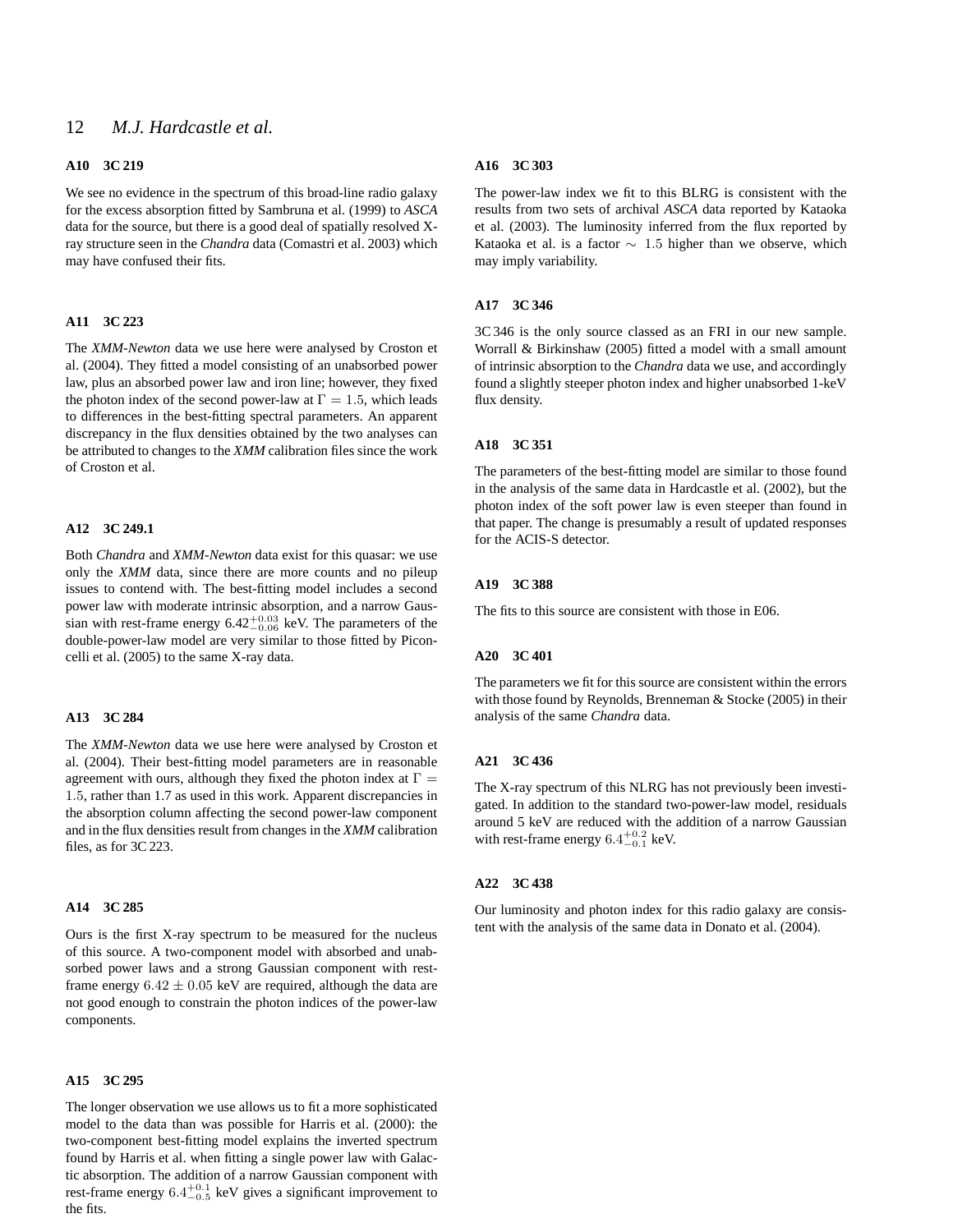### A10 3C 219

We see no evidence in the spectrum of this broad-line radio galaxy for the excess absorption fitted by Sambruna et al. (1999) to *ASCA* data for the source, but there is a good deal of spatially resolved X-ray structure seen in the *Chandra* data (Comastri et al. 2003) which may have confused their fits.

### A11 3C 223

The *XMM-Newton* data we use here were analysed by Croston et al. (2004). They fitted a model consisting of an unabsorbed power law, plus an absorbed power law and iron line; however, they fixed the photon index of the second power-law at $\Gamma = 1.5$, which leads to differences in the best-fitting spectral parameters. An apparent discrepancy in the flux densities obtained by the two analyses can be attributed to changes to the *XMM* calibration files since the work of Croston et al.

### A12 3C 249.1

Both *Chandra* and *XMM-Newton* data exist for this quasar: we use only the *XMM* data, since there are more counts and no pileup issues to contend with. The best-fitting model includes a second power law with moderate intrinsic absorption, and a narrow Gaussian with rest-frame energy $6.42^{+0.03}_{-0.06}$ keV. The parameters of the double-power-law model are very similar to those fitted by Piconcelli et al. (2005) to the same X-ray data.

### A13 3C 284

The *XMM-Newton* data we use here were analysed by Croston et al. (2004). Their best-fitting model parameters are in reasonable agreement with ours, although they fixed the photon index at $\Gamma = 1.5$, rather than 1.7 as used in this work. Apparent discrepancies in the absorption column affecting the second power-law component and in the flux densities result from changes in the *XMM* calibration files, as for 3C 223.

### A14 3C 285

Ours is the first X-ray spectrum to be measured for the nucleus of this source. A two-component model with absorbed and unabsorbed power laws and a strong Gaussian component with rest-frame energy $6.42 \pm 0.05$ keV are required, although the data are not good enough to constrain the photon indices of the power-law components.

### A15 3C 295

The longer observation we use allows us to fit a more sophisticated model to the data than was possible for Harris et al. (2000): the two-component best-fitting model explains the inverted spectrum found by Harris et al. when fitting a single power law with Galactic absorption. The addition of a narrow Gaussian component with rest-frame energy $6.4^{+0.1}_{-0.5}$ keV gives a significant improvement to the fits.

### A16 3C 303

The power-law index we fit to this BLRG is consistent with the results from two sets of archival *ASCA* data reported by Kataoka et al. (2003). The luminosity inferred from the flux reported by Kataoka et al. is a factor $\sim 1.5$ higher than we observe, which may imply variability.

### A17 3C 346

3C 346 is the only source classed as an FRI in our new sample. Worrall & Birkinshaw (2005) fitted a model with a small amount of intrinsic absorption to the *Chandra* data we use, and accordingly found a slightly steeper photon index and higher unabsorbed 1-keV flux density.

### A18 3C 351

The parameters of the best-fitting model are similar to those found in the analysis of the same data in Hardcastle et al. (2002), but the photon index of the soft power law is even steeper than found in that paper. The change is presumably a result of updated responses for the ACIS-S detector.

### A19 3C 388

The fits to this source are consistent with those in E06.

### A20 3C 401

The parameters we fit for this source are consistent within the errors with those found by Reynolds, Brenneman & Stocke (2005) in their analysis of the same *Chandra* data.

### A21 3C 436

The X-ray spectrum of this NLRG has not previously been investigated. In addition to the standard two-power-law model, residuals around 5 keV are reduced with the addition of a narrow Gaussian with rest-frame energy $6.4^{+0.2}_{-0.1}$ keV.

### A22 3C 438

Our luminosity and photon index for this radio galaxy are consistent with the analysis of the same data in Donato et al. (2004).